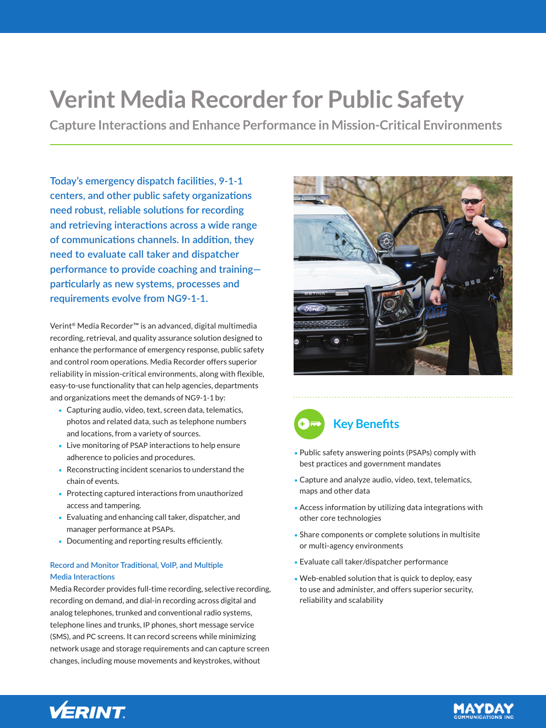# Verint Media Recorder for Public Safety

## Capture Interactions and Enhance Performance in Mission-Critical Environments

**Today's emergency dispatch facilities, 9-1-1 centers, and other public safety organizations need robust, reliable solutions for recording and retrieving interactions across a wide range of communications channels. In addition, they need to evaluate call taker and dispatcher performance to provide coaching and training—particularly as new systems, processes and requirements evolve from NG9-1-1.**

Verint® Media Recorder™ is an advanced, digital multimedia recording, retrieval, and quality assurance solution designed to enhance the performance of emergency response, public safety and control room operations. Media Recorder offers superior reliability in mission-critical environments, along with flexible, easy-to-use functionality that can help agencies, departments and organizations meet the demands of NG9-1-1 by:

- Capturing audio, video, text, screen data, telematics, photos and related data, such as telephone numbers and locations, from a variety of sources.
- Live monitoring of PSAP interactions to help ensure adherence to policies and procedures.
- Reconstructing incident scenarios to understand the chain of events.
- Protecting captured interactions from unauthorized access and tampering.
- Evaluating and enhancing call taker, dispatcher, and manager performance at PSAPs.
- Documenting and reporting results efficiently.

### Record and Monitor Traditional, VoIP, and Multiple Media Interactions

Media Recorder provides full-time recording, selective recording, recording on demand, and dial-in recording across digital and analog telephones, trunked and conventional radio systems, telephone lines and trunks, IP phones, short message service (SMS), and PC screens. It can record screens while minimizing network usage and storage requirements and can capture screen changes, including mouse movements and keystrokes, without

## Key Benefits

- Public safety answering points (PSAPs) comply with best practices and government mandates
- Capture and analyze audio, video, text, telematics, maps and other data
- Access information by utilizing data integrations with other core technologies
- Share components or complete solutions in multisite or multi-agency environments
- Evaluate call taker/dispatcher performance
- Web-enabled solution that is quick to deploy, easy to use and administer, and offers superior security, reliability and scalability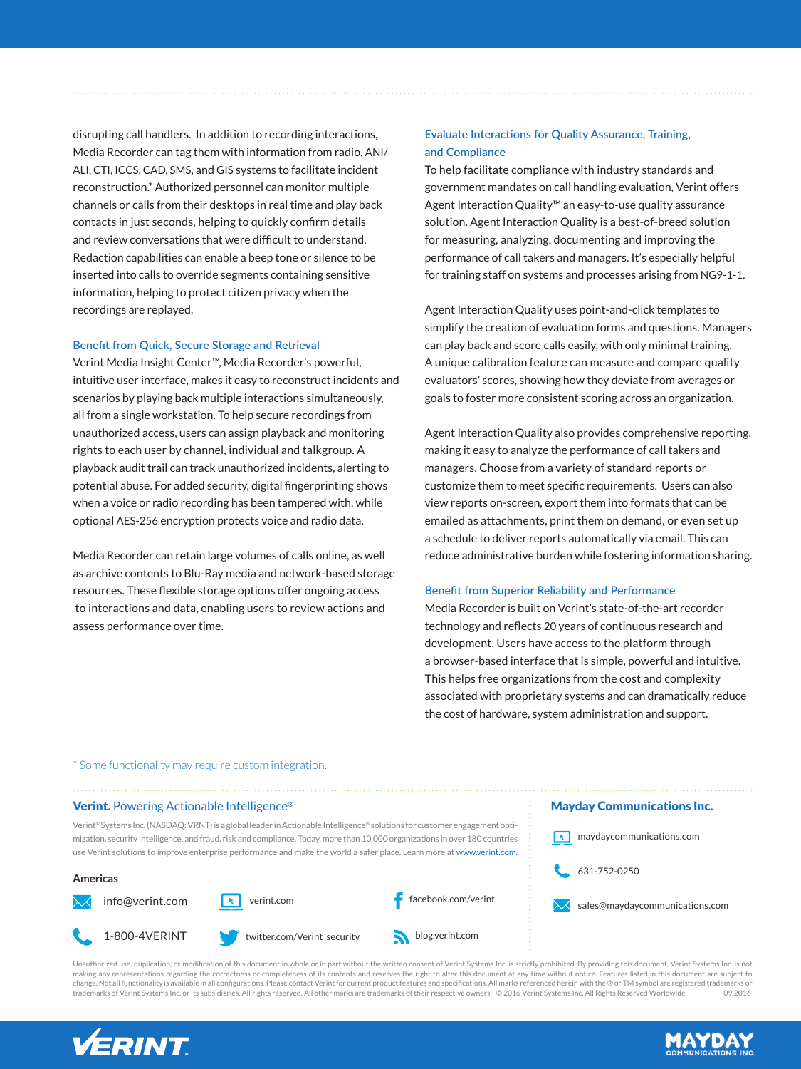disrupting call handlers. In addition to recording interactions, Media Recorder can tag them with information from radio, ANI/ALI, CTI, ICCS, CAD, SMS, and GIS systems to facilitate incident reconstruction.* Authorized personnel can monitor multiple channels or calls from their desktops in real time and play back contacts in just seconds, helping to quickly confirm details and review conversations that were difficult to understand. Redaction capabilities can enable a beep tone or silence to be inserted into calls to override segments containing sensitive information, helping to protect citizen privacy when the recordings are replayed.

## Benefit from Quick, Secure Storage and Retrieval

Verint Media Insight Center™, Media Recorder's powerful, intuitive user interface, makes it easy to reconstruct incidents and scenarios by playing back multiple interactions simultaneously, all from a single workstation. To help secure recordings from unauthorized access, users can assign playback and monitoring rights to each user by channel, individual and talkgroup. A playback audit trail can track unauthorized incidents, alerting to potential abuse. For added security, digital fingerprinting shows when a voice or radio recording has been tampered with, while optional AES-256 encryption protects voice and radio data.

Media Recorder can retain large volumes of calls online, as well as archive contents to Blu-Ray media and network-based storage resources. These flexible storage options offer ongoing access to interactions and data, enabling users to review actions and assess performance over time.

## Evaluate Interactions for Quality Assurance, Training, and Compliance

To help facilitate compliance with industry standards and government mandates on call handling evaluation, Verint offers Agent Interaction Quality™ an easy-to-use quality assurance solution. Agent Interaction Quality is a best-of-breed solution for measuring, analyzing, documenting and improving the performance of call takers and managers. It's especially helpful for training staff on systems and processes arising from NG9-1-1.

Agent Interaction Quality uses point-and-click templates to simplify the creation of evaluation forms and questions. Managers can play back and score calls easily, with only minimal training. A unique calibration feature can measure and compare quality evaluators' scores, showing how they deviate from averages or goals to foster more consistent scoring across an organization.

Agent Interaction Quality also provides comprehensive reporting, making it easy to analyze the performance of call takers and managers. Choose from a variety of standard reports or customize them to meet specific requirements. Users can also view reports on-screen, export them into formats that can be emailed as attachments, print them on demand, or even set up a schedule to deliver reports automatically via email. This can reduce administrative burden while fostering information sharing.

## Benefit from Superior Reliability and Performance

Media Recorder is built on Verint's state-of-the-art recorder technology and reflects 20 years of continuous research and development. Users have access to the platform through a browser-based interface that is simple, powerful and intuitive. This helps free organizations from the cost and complexity associated with proprietary systems and can dramatically reduce the cost of hardware, system administration and support.

* Some functionality may require custom integration.

## **Verint.** Powering Actionable Intelligence®

Verint® Systems Inc. (NASDAQ: VRNT) is a global leader in Actionable Intelligence® solutions for customer engagement optimization, security intelligence, and fraud, risk and compliance. Today, more than 10,000 organizations in over 180 countries use Verint solutions to improve enterprise performance and make the world a safer place. Learn more at www.verint.com.

**Americas**

info@verint.com

1-800-4VERINT

verint.com

twitter.com/Verint_security

facebook.com/verint

blog.verint.com

## Mayday Communications Inc.

maydaycommunications.com

631-752-0250

sales@maydaycommunications.com

Unauthorized use, duplication, or modification of this document in whole or in part without the written consent of Verint Systems Inc. is strictly prohibited. By providing this document, Verint Systems Inc. is not making any representations regarding the correctness or completeness of its contents and reserves the right to alter this document at any time without notice. Features listed in this document are subject to change. Not all functionality is available in all configurations. Please contact Verint for current product features and specifications. All marks referenced herein with the ® or TM symbol are registered trademarks or trademarks of Verint Systems Inc. or its subsidiaries. All rights reserved. All other marks are trademarks of their respective owners. © 2016 Verint Systems Inc. All Rights Reserved Worldwide. 09.2016

VERINT.

MAYDAY COMMUNICATIONS INC.